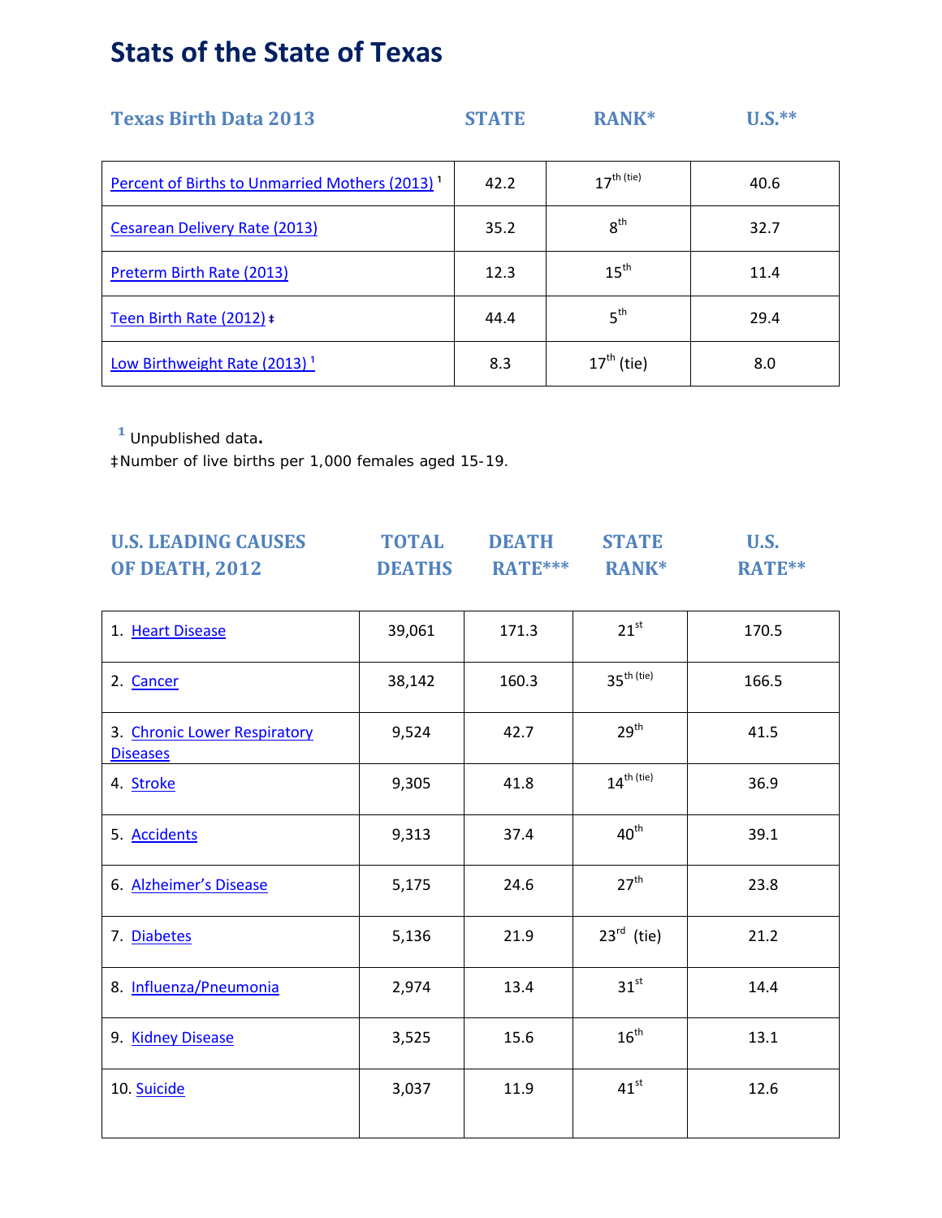# Stats of the State of Texas

| Texas Birth Data 2013 | STATE | RANK* | U.S.** |
|---|---|---|---|
| Percent of Births to Unmarried Mothers (2013) [1] | 42.2 | 17th (tie) | 40.6 |
| Cesarean Delivery Rate (2013) | 35.2 | 8th | 32.7 |
| Preterm Birth Rate (2013) | 12.3 | 15th | 11.4 |
| Teen Birth Rate (2012) ‡ | 44.4 | 5th | 29.4 |
| Low Birthweight Rate (2013) [1] | 8.3 | 17th (tie) | 8.0 |

[1] Unpublished data.

‡Number of live births per 1,000 females aged 15-19.

| U.S. LEADING CAUSES OF DEATH, 2012 | TOTAL DEATHS | DEATH RATE*** | STATE RANK* | U.S. RATE** |
|---|---|---|---|---|
| 1. Heart Disease | 39,061 | 171.3 | 21st | 170.5 |
| 2. Cancer | 38,142 | 160.3 | 35th (tie) | 166.5 |
| 3. Chronic Lower Respiratory Diseases | 9,524 | 42.7 | 29th | 41.5 |
| 4. Stroke | 9,305 | 41.8 | 14th (tie) | 36.9 |
| 5. Accidents | 9,313 | 37.4 | 40th | 39.1 |
| 6. Alzheimer's Disease | 5,175 | 24.6 | 27th | 23.8 |
| 7. Diabetes | 5,136 | 21.9 | 23rd (tie) | 21.2 |
| 8. Influenza/Pneumonia | 2,974 | 13.4 | 31st | 14.4 |
| 9. Kidney Disease | 3,525 | 15.6 | 16th | 13.1 |
| 10. Suicide | 3,037 | 11.9 | 41st | 12.6 |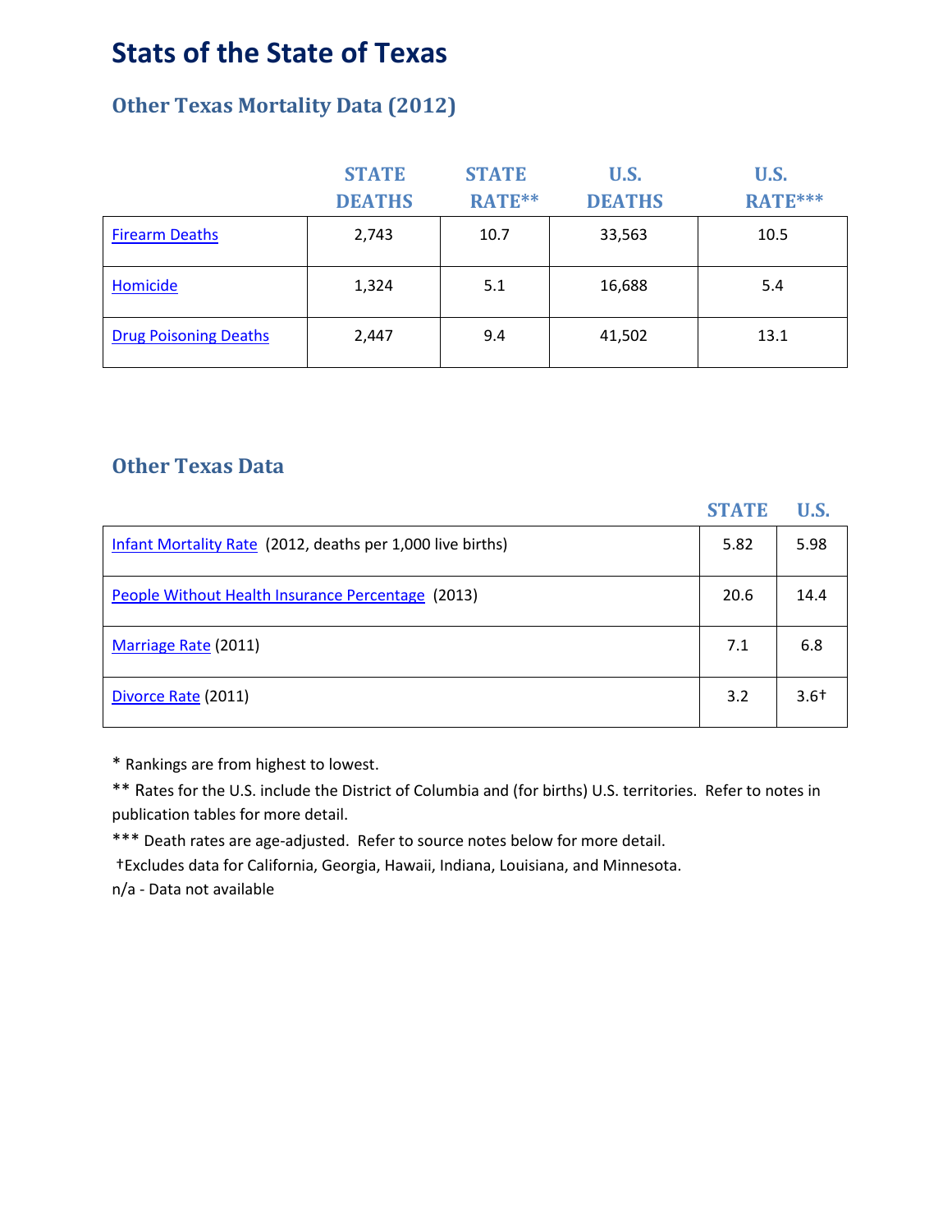# Stats of the State of Texas

## Other Texas Mortality Data (2012)

| | STATE DEATHS | STATE RATE** | U.S. DEATHS | U.S. RATE*** |
|---|---|---|---|---|
| Firearm Deaths | 2,743 | 10.7 | 33,563 | 10.5 |
| Homicide | 1,324 | 5.1 | 16,688 | 5.4 |
| Drug Poisoning Deaths | 2,447 | 9.4 | 41,502 | 13.1 |

## Other Texas Data

| | STATE | U.S. |
|---|---|---|
| Infant Mortality Rate (2012, deaths per 1,000 live births) | 5.82 | 5.98 |
| People Without Health Insurance Percentage (2013) | 20.6 | 14.4 |
| Marriage Rate (2011) | 7.1 | 6.8 |
| Divorce Rate (2011) | 3.2 | 3.6† |

* Rankings are from highest to lowest.

** Rates for the U.S. include the District of Columbia and (for births) U.S. territories. Refer to notes in publication tables for more detail.

*** Death rates are age-adjusted. Refer to source notes below for more detail.

†Excludes data for California, Georgia, Hawaii, Indiana, Louisiana, and Minnesota.

n/a - Data not available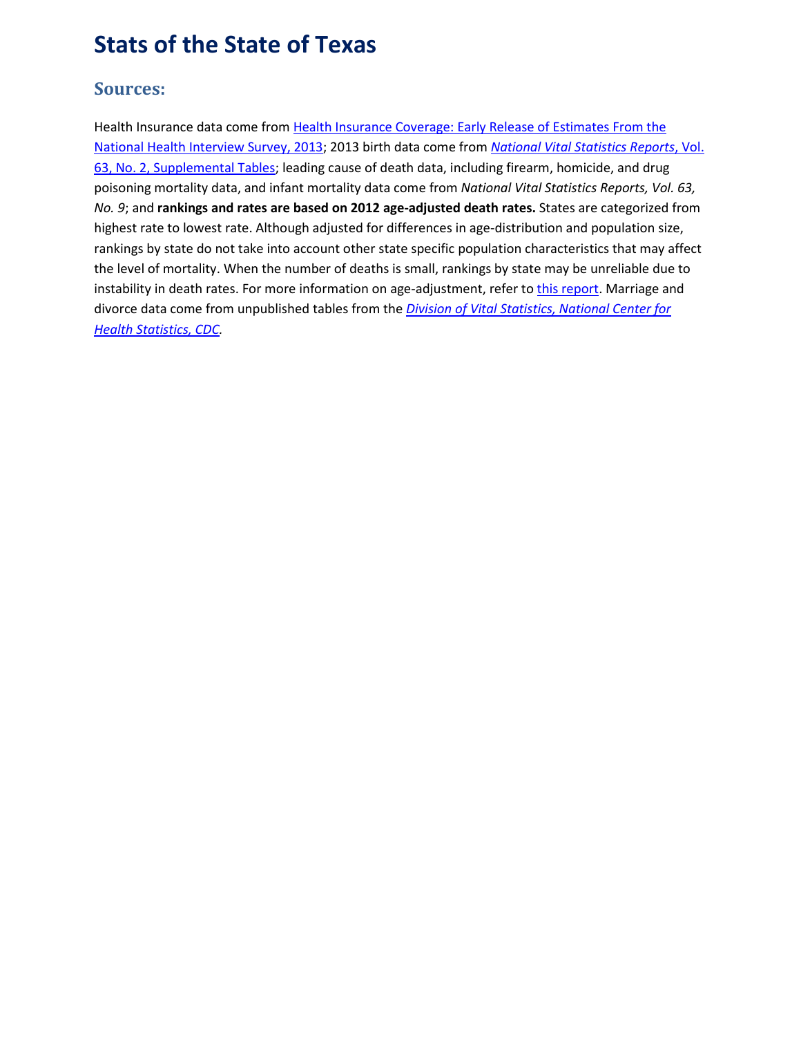# Stats of the State of Texas

## Sources:

Health Insurance data come from Health Insurance Coverage: Early Release of Estimates From the National Health Interview Survey, 2013; 2013 birth data come from *National Vital Statistics Reports*, Vol. 63, No. 2, Supplemental Tables; leading cause of death data, including firearm, homicide, and drug poisoning mortality data, and infant mortality data come from *National Vital Statistics Reports, Vol. 63, No. 9*; and **rankings and rates are based on 2012 age-adjusted death rates.** States are categorized from highest rate to lowest rate. Although adjusted for differences in age-distribution and population size, rankings by state do not take into account other state specific population characteristics that may affect the level of mortality. When the number of deaths is small, rankings by state may be unreliable due to instability in death rates. For more information on age-adjustment, refer to this report. Marriage and divorce data come from unpublished tables from the *Division of Vital Statistics, National Center for Health Statistics, CDC.*